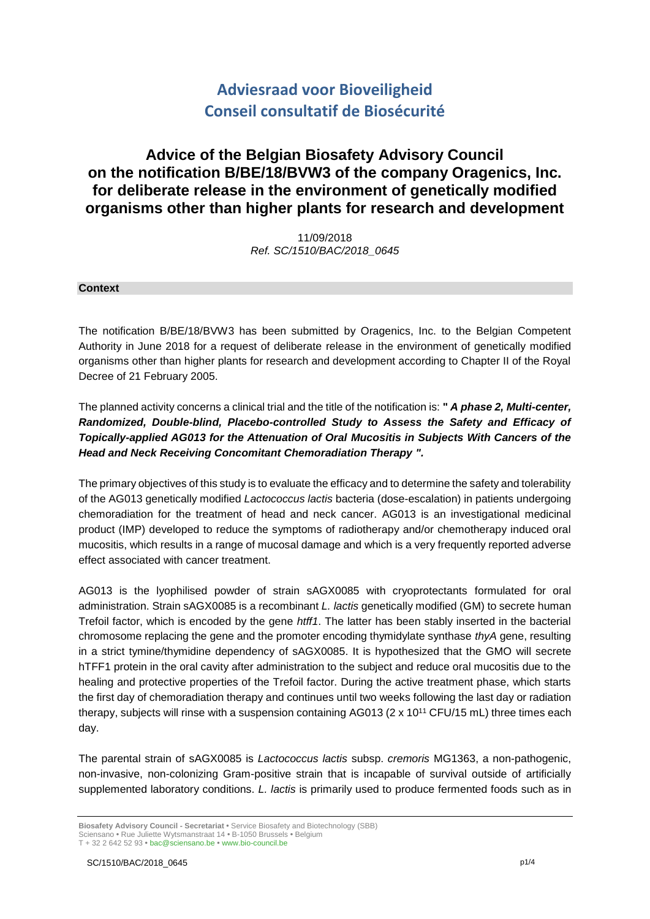# Adviesraad voor Bioveiligheid
# Conseil consultatif de Biosécurité

## Advice of the Belgian Biosafety Advisory Council on the notification B/BE/18/BVW3 of the company Oragenics, Inc. for deliberate release in the environment of genetically modified organisms other than higher plants for research and development

11/09/2018
*Ref. SC/1510/BAC/2018_0645*

### Context

The notification B/BE/18/BVW3 has been submitted by Oragenics, Inc. to the Belgian Competent Authority in June 2018 for a request of deliberate release in the environment of genetically modified organisms other than higher plants for research and development according to Chapter II of the Royal Decree of 21 February 2005.

The planned activity concerns a clinical trial and the title of the notification is: **" *A phase 2, Multi-center, Randomized, Double-blind, Placebo-controlled Study to Assess the Safety and Efficacy of Topically-applied AG013 for the Attenuation of Oral Mucositis in Subjects With Cancers of the Head and Neck Receiving Concomitant Chemoradiation Therapy ".***

The primary objectives of this study is to evaluate the efficacy and to determine the safety and tolerability of the AG013 genetically modified *Lactococcus lactis* bacteria (dose-escalation) in patients undergoing chemoradiation for the treatment of head and neck cancer. AG013 is an investigational medicinal product (IMP) developed to reduce the symptoms of radiotherapy and/or chemotherapy induced oral mucositis, which results in a range of mucosal damage and which is a very frequently reported adverse effect associated with cancer treatment.

AG013 is the lyophilised powder of strain sAGX0085 with cryoprotectants formulated for oral administration. Strain sAGX0085 is a recombinant *L. lactis* genetically modified (GM) to secrete human Trefoil factor, which is encoded by the gene *htff1*. The latter has been stably inserted in the bacterial chromosome replacing the gene and the promoter encoding thymidylate synthase *thyA* gene, resulting in a strict tymine/thymidine dependency of sAGX0085. It is hypothesized that the GMO will secrete hTFF1 protein in the oral cavity after administration to the subject and reduce oral mucositis due to the healing and protective properties of the Trefoil factor. During the active treatment phase, which starts the first day of chemoradiation therapy and continues until two weeks following the last day or radiation therapy, subjects will rinse with a suspension containing AG013 ($2 \times 10^{11}$ CFU/15 mL) three times each day.

The parental strain of sAGX0085 is *Lactococcus lactis* subsp. *cremoris* MG1363, a non-pathogenic, non-invasive, non-colonizing Gram-positive strain that is incapable of survival outside of artificially supplemented laboratory conditions. *L. lactis* is primarily used to produce fermented foods such as in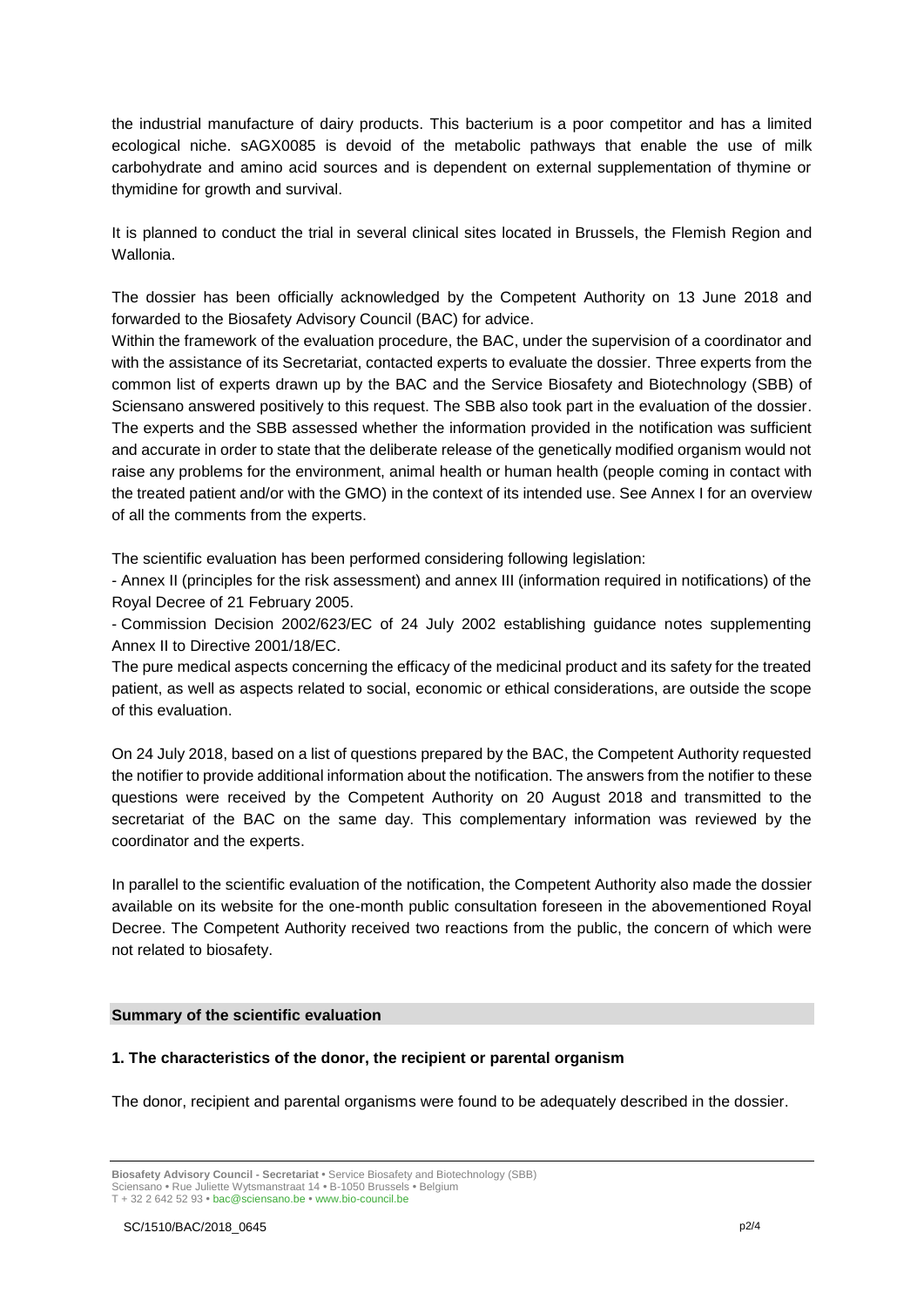the industrial manufacture of dairy products. This bacterium is a poor competitor and has a limited ecological niche. sAGX0085 is devoid of the metabolic pathways that enable the use of milk carbohydrate and amino acid sources and is dependent on external supplementation of thymine or thymidine for growth and survival.

It is planned to conduct the trial in several clinical sites located in Brussels, the Flemish Region and Wallonia.

The dossier has been officially acknowledged by the Competent Authority on 13 June 2018 and forwarded to the Biosafety Advisory Council (BAC) for advice.

Within the framework of the evaluation procedure, the BAC, under the supervision of a coordinator and with the assistance of its Secretariat, contacted experts to evaluate the dossier. Three experts from the common list of experts drawn up by the BAC and the Service Biosafety and Biotechnology (SBB) of Sciensano answered positively to this request. The SBB also took part in the evaluation of the dossier. The experts and the SBB assessed whether the information provided in the notification was sufficient and accurate in order to state that the deliberate release of the genetically modified organism would not raise any problems for the environment, animal health or human health (people coming in contact with the treated patient and/or with the GMO) in the context of its intended use. See Annex I for an overview of all the comments from the experts.

The scientific evaluation has been performed considering following legislation:

- Annex II (principles for the risk assessment) and annex III (information required in notifications) of the Royal Decree of 21 February 2005.
- Commission Decision 2002/623/EC of 24 July 2002 establishing guidance notes supplementing Annex II to Directive 2001/18/EC.

The pure medical aspects concerning the efficacy of the medicinal product and its safety for the treated patient, as well as aspects related to social, economic or ethical considerations, are outside the scope of this evaluation.

On 24 July 2018, based on a list of questions prepared by the BAC, the Competent Authority requested the notifier to provide additional information about the notification. The answers from the notifier to these questions were received by the Competent Authority on 20 August 2018 and transmitted to the secretariat of the BAC on the same day. This complementary information was reviewed by the coordinator and the experts.

In parallel to the scientific evaluation of the notification, the Competent Authority also made the dossier available on its website for the one-month public consultation foreseen in the abovementioned Royal Decree. The Competent Authority received two reactions from the public, the concern of which were not related to biosafety.

## Summary of the scientific evaluation

### 1. The characteristics of the donor, the recipient or parental organism

The donor, recipient and parental organisms were found to be adequately described in the dossier.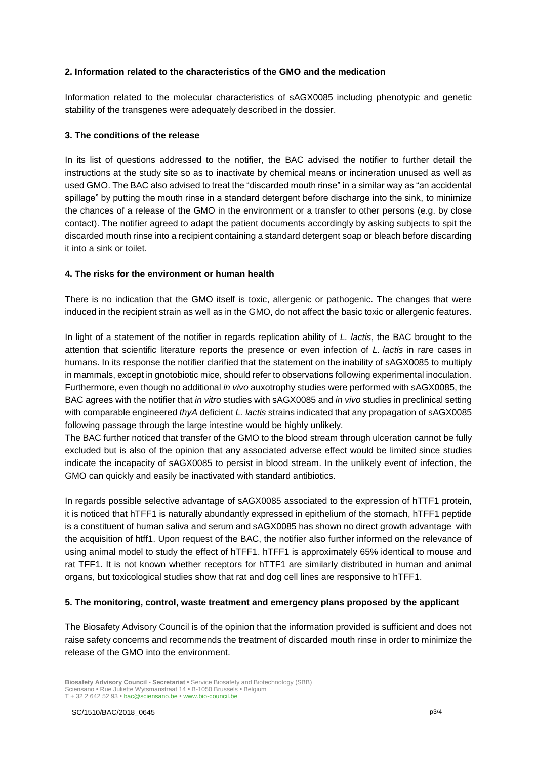**2. Information related to the characteristics of the GMO and the medication**

Information related to the molecular characteristics of sAGX0085 including phenotypic and genetic stability of the transgenes were adequately described in the dossier.

**3. The conditions of the release**

In its list of questions addressed to the notifier, the BAC advised the notifier to further detail the instructions at the study site so as to inactivate by chemical means or incineration unused as well as used GMO. The BAC also advised to treat the "discarded mouth rinse" in a similar way as "an accidental spillage" by putting the mouth rinse in a standard detergent before discharge into the sink, to minimize the chances of a release of the GMO in the environment or a transfer to other persons (e.g. by close contact). The notifier agreed to adapt the patient documents accordingly by asking subjects to spit the discarded mouth rinse into a recipient containing a standard detergent soap or bleach before discarding it into a sink or toilet.

**4. The risks for the environment or human health**

There is no indication that the GMO itself is toxic, allergenic or pathogenic. The changes that were induced in the recipient strain as well as in the GMO, do not affect the basic toxic or allergenic features.

In light of a statement of the notifier in regards replication ability of *L. lactis*, the BAC brought to the attention that scientific literature reports the presence or even infection of *L. lactis* in rare cases in humans. In its response the notifier clarified that the statement on the inability of sAGX0085 to multiply in mammals, except in gnotobiotic mice, should refer to observations following experimental inoculation. Furthermore, even though no additional *in vivo* auxotrophy studies were performed with sAGX0085, the BAC agrees with the notifier that *in vitro* studies with sAGX0085 and *in vivo* studies in preclinical setting with comparable engineered *thyA* deficient *L. lactis* strains indicated that any propagation of sAGX0085 following passage through the large intestine would be highly unlikely.
The BAC further noticed that transfer of the GMO to the blood stream through ulceration cannot be fully excluded but is also of the opinion that any associated adverse effect would be limited since studies indicate the incapacity of sAGX0085 to persist in blood stream. In the unlikely event of infection, the GMO can quickly and easily be inactivated with standard antibiotics.

In regards possible selective advantage of sAGX0085 associated to the expression of hTTF1 protein, it is noticed that hTFF1 is naturally abundantly expressed in epithelium of the stomach, hTFF1 peptide is a constituent of human saliva and serum and sAGX0085 has shown no direct growth advantage with the acquisition of htff1. Upon request of the BAC, the notifier also further informed on the relevance of using animal model to study the effect of hTFF1. hTFF1 is approximately 65% identical to mouse and rat TFF1. It is not known whether receptors for hTTF1 are similarly distributed in human and animal organs, but toxicological studies show that rat and dog cell lines are responsive to hTFF1.

**5. The monitoring, control, waste treatment and emergency plans proposed by the applicant**

The Biosafety Advisory Council is of the opinion that the information provided is sufficient and does not raise safety concerns and recommends the treatment of discarded mouth rinse in order to minimize the release of the GMO into the environment.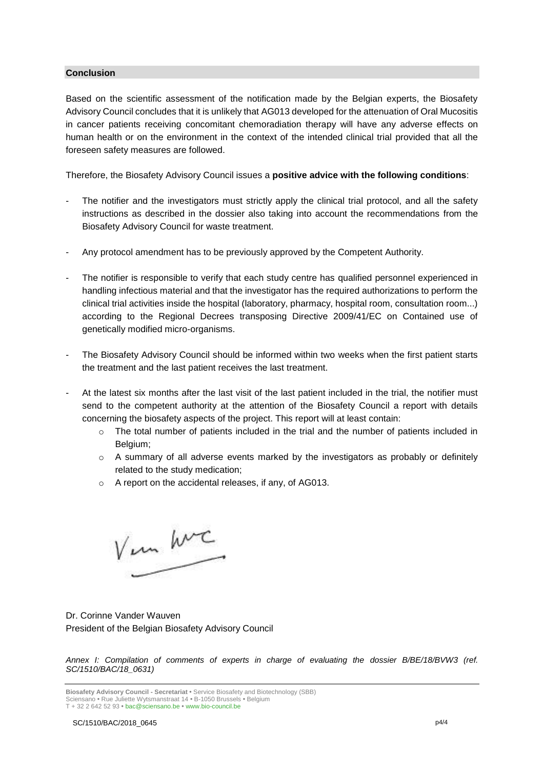## Conclusion

Based on the scientific assessment of the notification made by the Belgian experts, the Biosafety Advisory Council concludes that it is unlikely that AG013 developed for the attenuation of Oral Mucositis in cancer patients receiving concomitant chemoradiation therapy will have any adverse effects on human health or on the environment in the context of the intended clinical trial provided that all the foreseen safety measures are followed.

Therefore, the Biosafety Advisory Council issues a **positive advice with the following conditions**:

- The notifier and the investigators must strictly apply the clinical trial protocol, and all the safety instructions as described in the dossier also taking into account the recommendations from the Biosafety Advisory Council for waste treatment.
- Any protocol amendment has to be previously approved by the Competent Authority.
- The notifier is responsible to verify that each study centre has qualified personnel experienced in handling infectious material and that the investigator has the required authorizations to perform the clinical trial activities inside the hospital (laboratory, pharmacy, hospital room, consultation room...) according to the Regional Decrees transposing Directive 2009/41/EC on Contained use of genetically modified micro-organisms.
- The Biosafety Advisory Council should be informed within two weeks when the first patient starts the treatment and the last patient receives the last treatment.
- At the latest six months after the last visit of the last patient included in the trial, the notifier must send to the competent authority at the attention of the Biosafety Council a report with details concerning the biosafety aspects of the project. This report will at least contain:
  - The total number of patients included in the trial and the number of patients included in Belgium;
  - A summary of all adverse events marked by the investigators as probably or definitely related to the study medication;
  - A report on the accidental releases, if any, of AG013.

Dr. Corinne Vander Wauven
President of the Belgian Biosafety Advisory Council

*Annex I: Compilation of comments of experts in charge of evaluating the dossier B/BE/18/BVW3 (ref. SC/1510/BAC/18_0631)*

**Biosafety Advisory Council - Secretariat** • Service Biosafety and Biotechnology (SBB)
Sciensano • Rue Juliette Wytsmanstraat 14 • B-1050 Brussels • Belgium
T + 32 2 642 52 93 • bac@sciensano.be • www.bio-council.be

SC/1510/BAC/2018_0645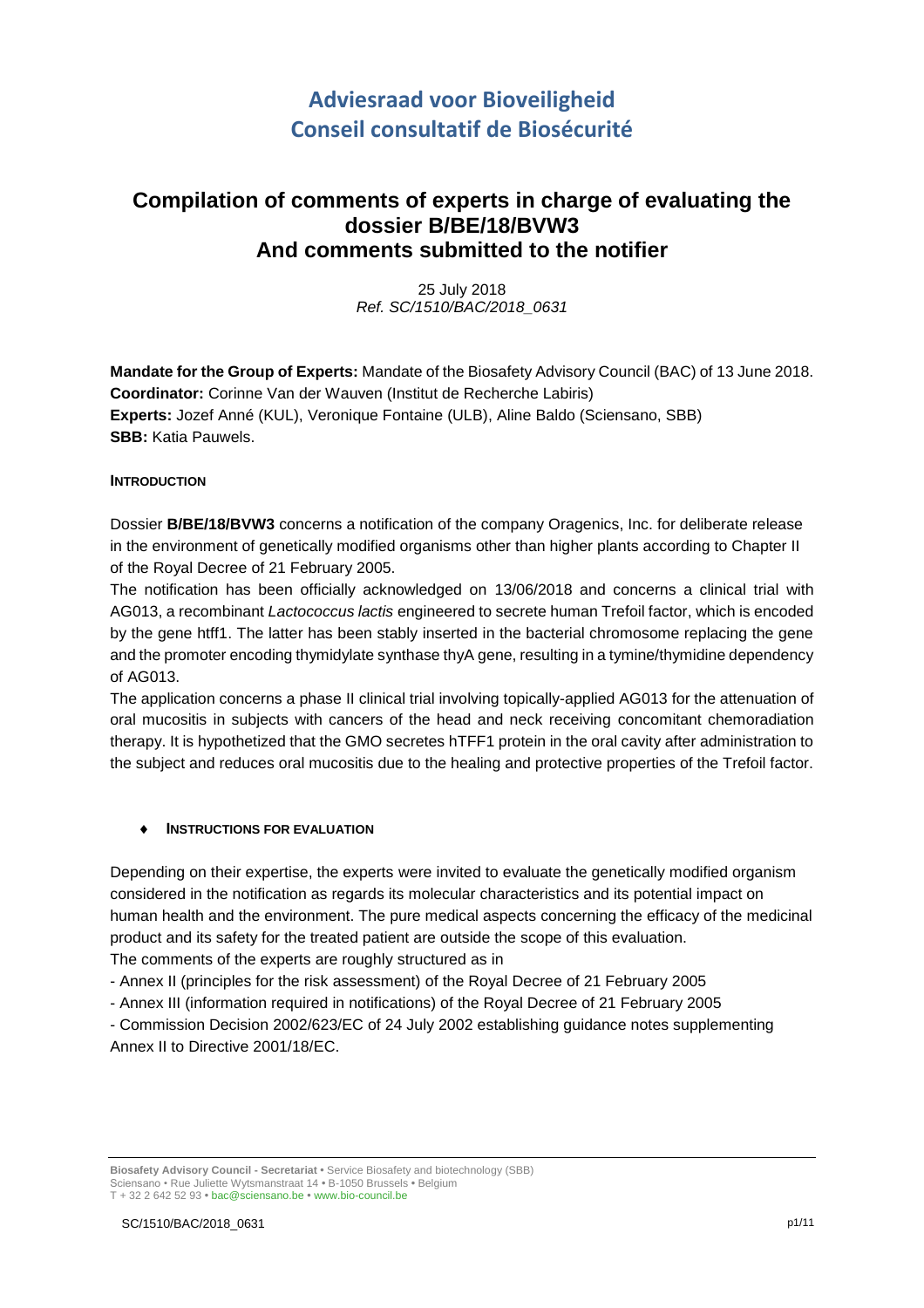# Adviesraad voor Bioveiligheid
# Conseil consultatif de Biosécurité

## Compilation of comments of experts in charge of evaluating the dossier B/BE/18/BVW3 And comments submitted to the notifier

25 July 2018
*Ref. SC/1510/BAC/2018_0631*

**Mandate for the Group of Experts:** Mandate of the Biosafety Advisory Council (BAC) of 13 June 2018.
**Coordinator:** Corinne Van der Wauven (Institut de Recherche Labiris)
**Experts:** Jozef Anné (KUL), Veronique Fontaine (ULB), Aline Baldo (Sciensano, SBB)
**SBB:** Katia Pauwels.

**INTRODUCTION**

Dossier **B/BE/18/BVW3** concerns a notification of the company Oragenics, Inc. for deliberate release in the environment of genetically modified organisms other than higher plants according to Chapter II of the Royal Decree of 21 February 2005.

The notification has been officially acknowledged on 13/06/2018 and concerns a clinical trial with AG013, a recombinant *Lactococcus lactis* engineered to secrete human Trefoil factor, which is encoded by the gene htff1. The latter has been stably inserted in the bacterial chromosome replacing the gene and the promoter encoding thymidylate synthase thyA gene, resulting in a tymine/thymidine dependency of AG013.

The application concerns a phase II clinical trial involving topically-applied AG013 for the attenuation of oral mucositis in subjects with cancers of the head and neck receiving concomitant chemoradiation therapy. It is hypothetized that the GMO secretes hTFF1 protein in the oral cavity after administration to the subject and reduces oral mucositis due to the healing and protective properties of the Trefoil factor.

- **INSTRUCTIONS FOR EVALUATION**

Depending on their expertise, the experts were invited to evaluate the genetically modified organism considered in the notification as regards its molecular characteristics and its potential impact on human health and the environment. The pure medical aspects concerning the efficacy of the medicinal product and its safety for the treated patient are outside the scope of this evaluation.

The comments of the experts are roughly structured as in

- Annex II (principles for the risk assessment) of the Royal Decree of 21 February 2005
- Annex III (information required in notifications) of the Royal Decree of 21 February 2005
- Commission Decision 2002/623/EC of 24 July 2002 establishing guidance notes supplementing Annex II to Directive 2001/18/EC.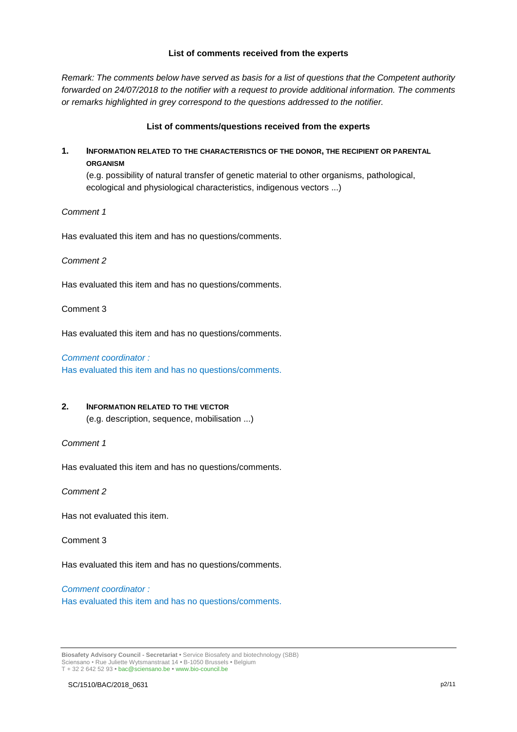**List of comments received from the experts**

*Remark: The comments below have served as basis for a list of questions that the Competent authority forwarded on 24/07/2018 to the notifier with a request to provide additional information. The comments or remarks highlighted in grey correspond to the questions addressed to the notifier.*

**List of comments/questions received from the experts**

## 1. INFORMATION RELATED TO THE CHARACTERISTICS OF THE DONOR, THE RECIPIENT OR PARENTAL ORGANISM

(e.g. possibility of natural transfer of genetic material to other organisms, pathological, ecological and physiological characteristics, indigenous vectors ...)

*Comment 1*

Has evaluated this item and has no questions/comments.

*Comment 2*

Has evaluated this item and has no questions/comments.

Comment 3

Has evaluated this item and has no questions/comments.

*Comment coordinator :*
Has evaluated this item and has no questions/comments.

## 2. INFORMATION RELATED TO THE VECTOR

(e.g. description, sequence, mobilisation ...)

*Comment 1*

Has evaluated this item and has no questions/comments.

*Comment 2*

Has not evaluated this item.

Comment 3

Has evaluated this item and has no questions/comments.

*Comment coordinator :*
Has evaluated this item and has no questions/comments.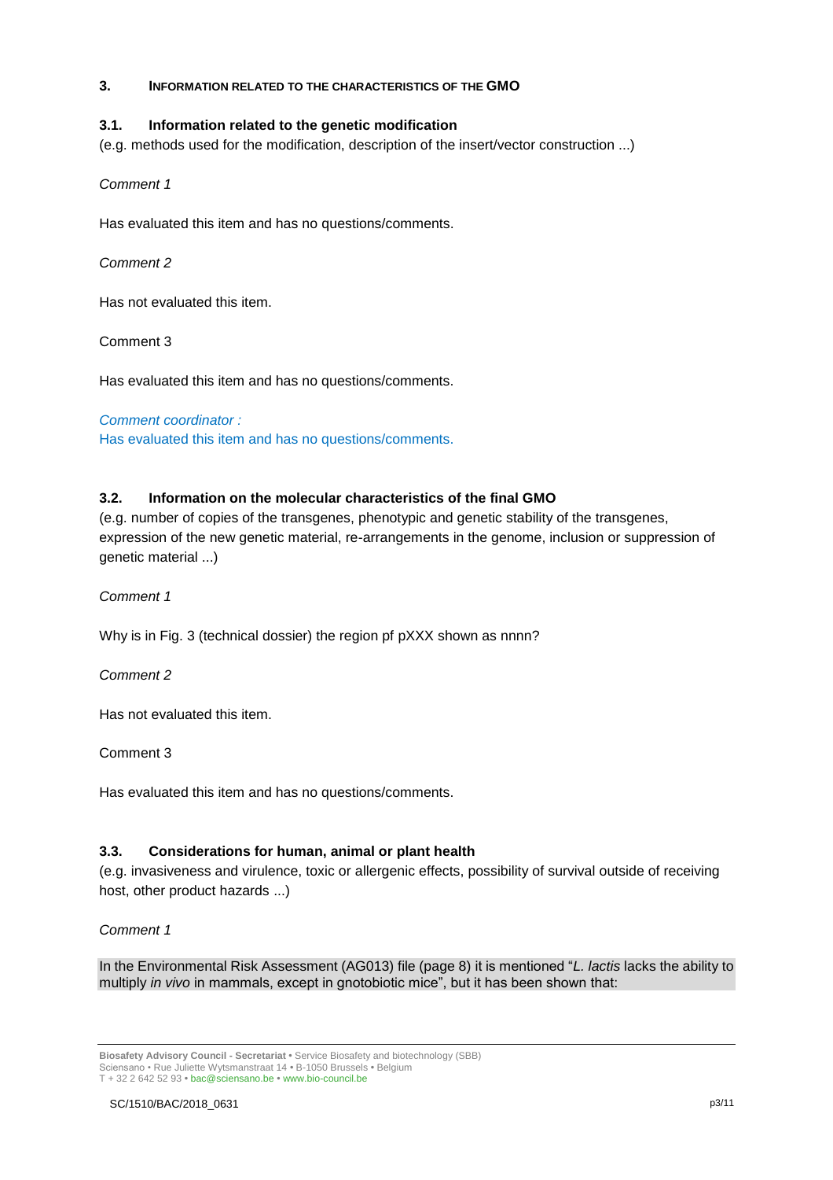## 3. Information related to the characteristics of the GMO

### 3.1. Information related to the genetic modification

(e.g. methods used for the modification, description of the insert/vector construction ...)

*Comment 1*

Has evaluated this item and has no questions/comments.

*Comment 2*

Has not evaluated this item.

Comment 3

Has evaluated this item and has no questions/comments.

*Comment coordinator :*
Has evaluated this item and has no questions/comments.

### 3.2. Information on the molecular characteristics of the final GMO

(e.g. number of copies of the transgenes, phenotypic and genetic stability of the transgenes, expression of the new genetic material, re-arrangements in the genome, inclusion or suppression of genetic material ...)

*Comment 1*

Why is in Fig. 3 (technical dossier) the region pf pXXX shown as nnnn?

*Comment 2*

Has not evaluated this item.

Comment 3

Has evaluated this item and has no questions/comments.

### 3.3. Considerations for human, animal or plant health

(e.g. invasiveness and virulence, toxic or allergenic effects, possibility of survival outside of receiving host, other product hazards ...)

*Comment 1*

In the Environmental Risk Assessment (AG013) file (page 8) it is mentioned "*L. lactis* lacks the ability to multiply *in vivo* in mammals, except in gnotobiotic mice", but it has been shown that: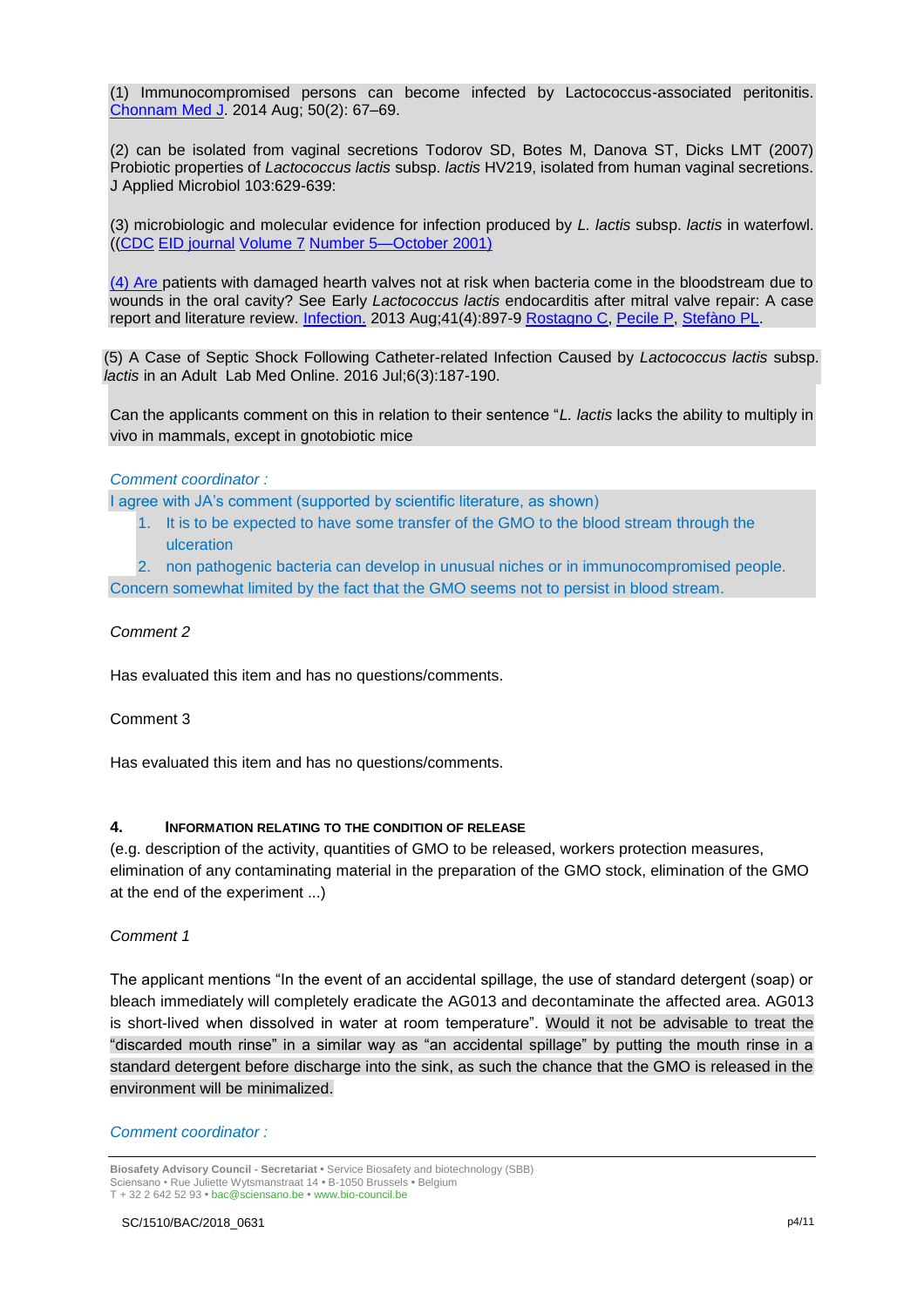(1) Immunocompromised persons can become infected by Lactococcus-associated peritonitis. Chonnam Med J. 2014 Aug; 50(2): 67–69.

(2) can be isolated from vaginal secretions Todorov SD, Botes M, Danova ST, Dicks LMT (2007) Probiotic properties of *Lactococcus lactis* subsp. *lactis* HV219, isolated from human vaginal secretions. J Applied Microbiol 103:629-639:

(3) microbiologic and molecular evidence for infection produced by *L. lactis* subsp. *lactis* in waterfowl. ((CDC EID journal Volume 7 Number 5—October 2001)

(4) Are patients with damaged hearth valves not at risk when bacteria come in the bloodstream due to wounds in the oral cavity? See Early *Lactococcus lactis* endocarditis after mitral valve repair: A case report and literature review. Infection. 2013 Aug;41(4):897-9 Rostagno C, Pecile P, Stefàno PL.

(5) A Case of Septic Shock Following Catheter-related Infection Caused by *Lactococcus lactis* subsp. *lactis* in an Adult Lab Med Online. 2016 Jul;6(3):187-190.

Can the applicants comment on this in relation to their sentence "*L. lactis* lacks the ability to multiply in vivo in mammals, except in gnotobiotic mice

*Comment coordinator :*

I agree with JA's comment (supported by scientific literature, as shown)

1. It is to be expected to have some transfer of the GMO to the blood stream through the ulceration
2. non pathogenic bacteria can develop in unusual niches or in immunocompromised people.

Concern somewhat limited by the fact that the GMO seems not to persist in blood stream.

*Comment 2*

Has evaluated this item and has no questions/comments.

Comment 3

Has evaluated this item and has no questions/comments.

#### 4. INFORMATION RELATING TO THE CONDITION OF RELEASE

(e.g. description of the activity, quantities of GMO to be released, workers protection measures, elimination of any contaminating material in the preparation of the GMO stock, elimination of the GMO at the end of the experiment ...)

*Comment 1*

The applicant mentions "In the event of an accidental spillage, the use of standard detergent (soap) or bleach immediately will completely eradicate the AG013 and decontaminate the affected area. AG013 is short-lived when dissolved in water at room temperature". Would it not be advisable to treat the "discarded mouth rinse" in a similar way as "an accidental spillage" by putting the mouth rinse in a standard detergent before discharge into the sink, as such the chance that the GMO is released in the environment will be minimalized.

*Comment coordinator :*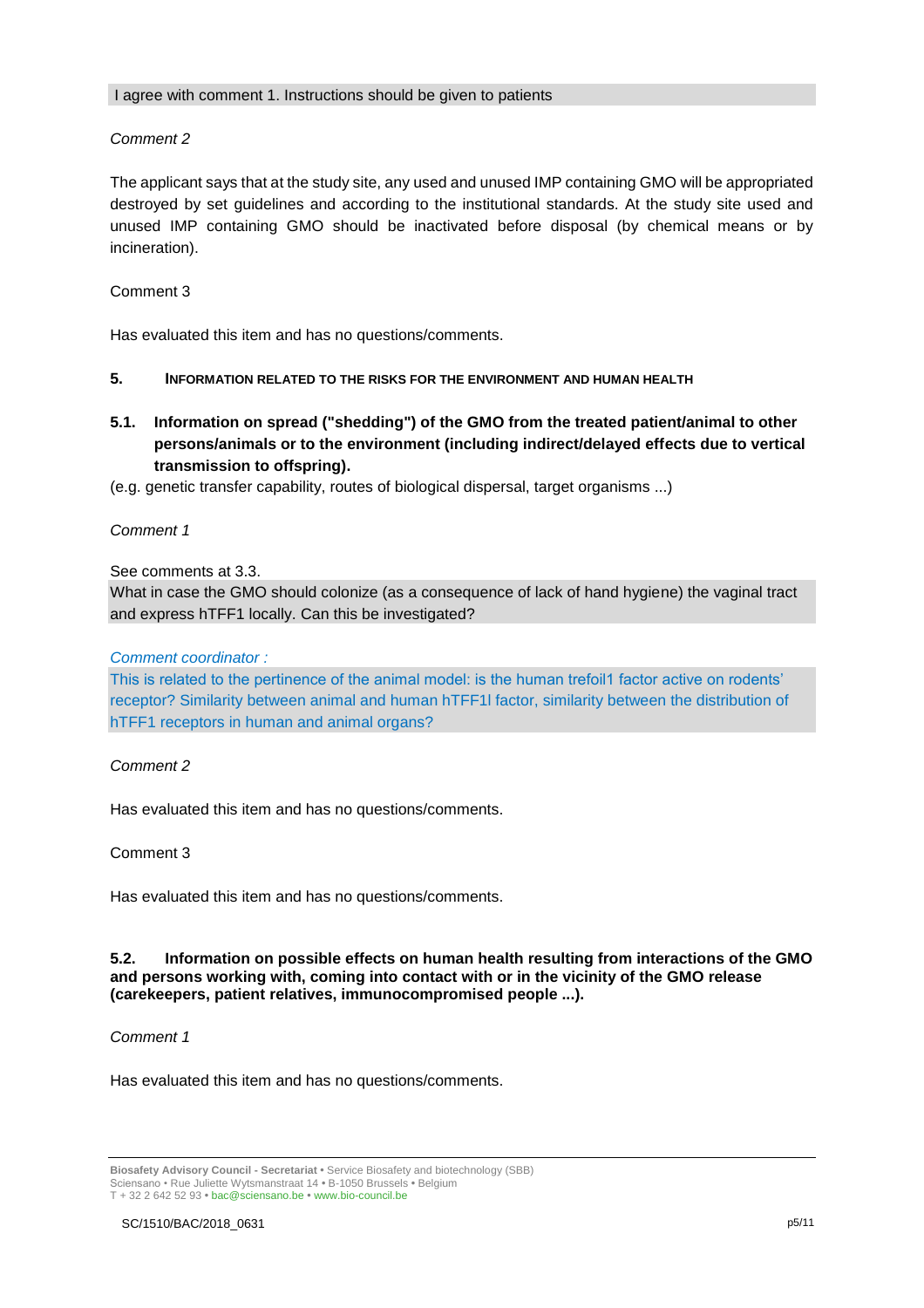I agree with comment 1. Instructions should be given to patients

*Comment 2*

The applicant says that at the study site, any used and unused IMP containing GMO will be appropriated destroyed by set guidelines and according to the institutional standards. At the study site used and unused IMP containing GMO should be inactivated before disposal (by chemical means or by incineration).

Comment 3

Has evaluated this item and has no questions/comments.

## 5. INFORMATION RELATED TO THE RISKS FOR THE ENVIRONMENT AND HUMAN HEALTH

### 5.1. Information on spread ("shedding") of the GMO from the treated patient/animal to other persons/animals or to the environment (including indirect/delayed effects due to vertical transmission to offspring).

(e.g. genetic transfer capability, routes of biological dispersal, target organisms ...)

*Comment 1*

See comments at 3.3.
What in case the GMO should colonize (as a consequence of lack of hand hygiene) the vaginal tract and express hTFF1 locally. Can this be investigated?

*Comment coordinator :*

This is related to the pertinence of the animal model: is the human trefoil1 factor active on rodents' receptor? Similarity between animal and human hTFF1l factor, similarity between the distribution of hTFF1 receptors in human and animal organs?

*Comment 2*

Has evaluated this item and has no questions/comments.

Comment 3

Has evaluated this item and has no questions/comments.

### 5.2. Information on possible effects on human health resulting from interactions of the GMO and persons working with, coming into contact with or in the vicinity of the GMO release (carekeepers, patient relatives, immunocompromised people ...).

*Comment 1*

Has evaluated this item and has no questions/comments.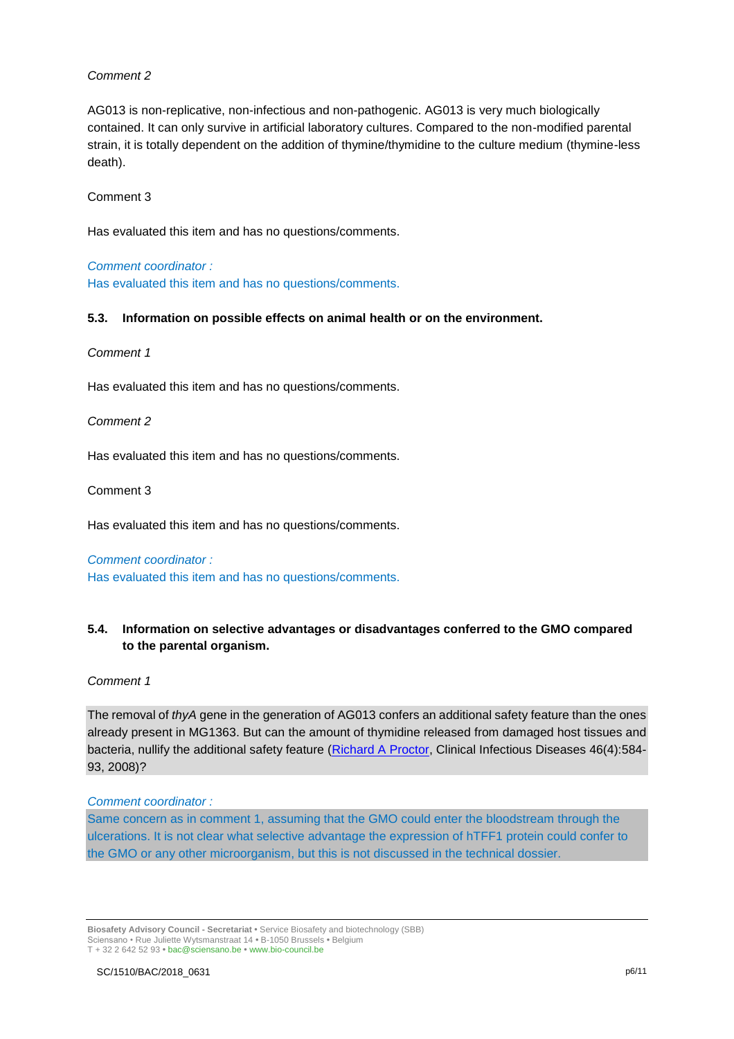*Comment 2*

AG013 is non-replicative, non-infectious and non-pathogenic. AG013 is very much biologically contained. It can only survive in artificial laboratory cultures. Compared to the non-modified parental strain, it is totally dependent on the addition of thymine/thymidine to the culture medium (thymine-less death).

Comment 3

Has evaluated this item and has no questions/comments.

*Comment coordinator :*
Has evaluated this item and has no questions/comments.

**5.3. Information on possible effects on animal health or on the environment.**

*Comment 1*

Has evaluated this item and has no questions/comments.

*Comment 2*

Has evaluated this item and has no questions/comments.

Comment 3

Has evaluated this item and has no questions/comments.

*Comment coordinator :*
Has evaluated this item and has no questions/comments.

**5.4. Information on selective advantages or disadvantages conferred to the GMO compared to the parental organism.**

*Comment 1*

The removal of *thyA* gene in the generation of AG013 confers an additional safety feature than the ones already present in MG1363. But can the amount of thymidine released from damaged host tissues and bacteria, nullify the additional safety feature (Richard A Proctor, Clinical Infectious Diseases 46(4):584-93, 2008)?

*Comment coordinator :*
Same concern as in comment 1, assuming that the GMO could enter the bloodstream through the ulcerations. It is not clear what selective advantage the expression of hTFF1 protein could confer to the GMO or any other microorganism, but this is not discussed in the technical dossier.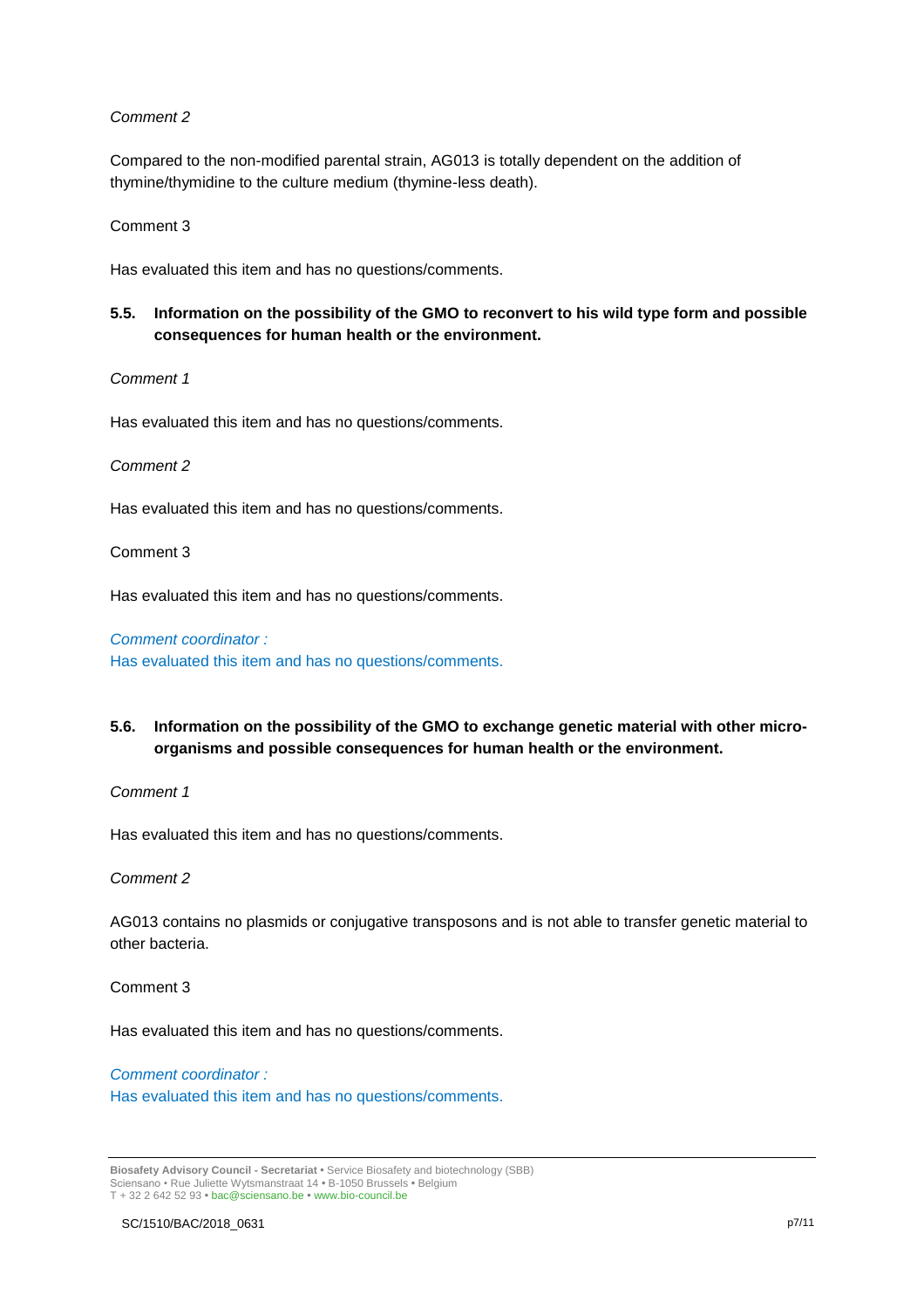*Comment 2*

Compared to the non-modified parental strain, AG013 is totally dependent on the addition of thymine/thymidine to the culture medium (thymine-less death).

Comment 3

Has evaluated this item and has no questions/comments.

### 5.5. Information on the possibility of the GMO to reconvert to his wild type form and possible consequences for human health or the environment.

*Comment 1*

Has evaluated this item and has no questions/comments.

*Comment 2*

Has evaluated this item and has no questions/comments.

Comment 3

Has evaluated this item and has no questions/comments.

*Comment coordinator :*
Has evaluated this item and has no questions/comments.

### 5.6. Information on the possibility of the GMO to exchange genetic material with other micro-organisms and possible consequences for human health or the environment.

*Comment 1*

Has evaluated this item and has no questions/comments.

*Comment 2*

AG013 contains no plasmids or conjugative transposons and is not able to transfer genetic material to other bacteria.

Comment 3

Has evaluated this item and has no questions/comments.

*Comment coordinator :*
Has evaluated this item and has no questions/comments.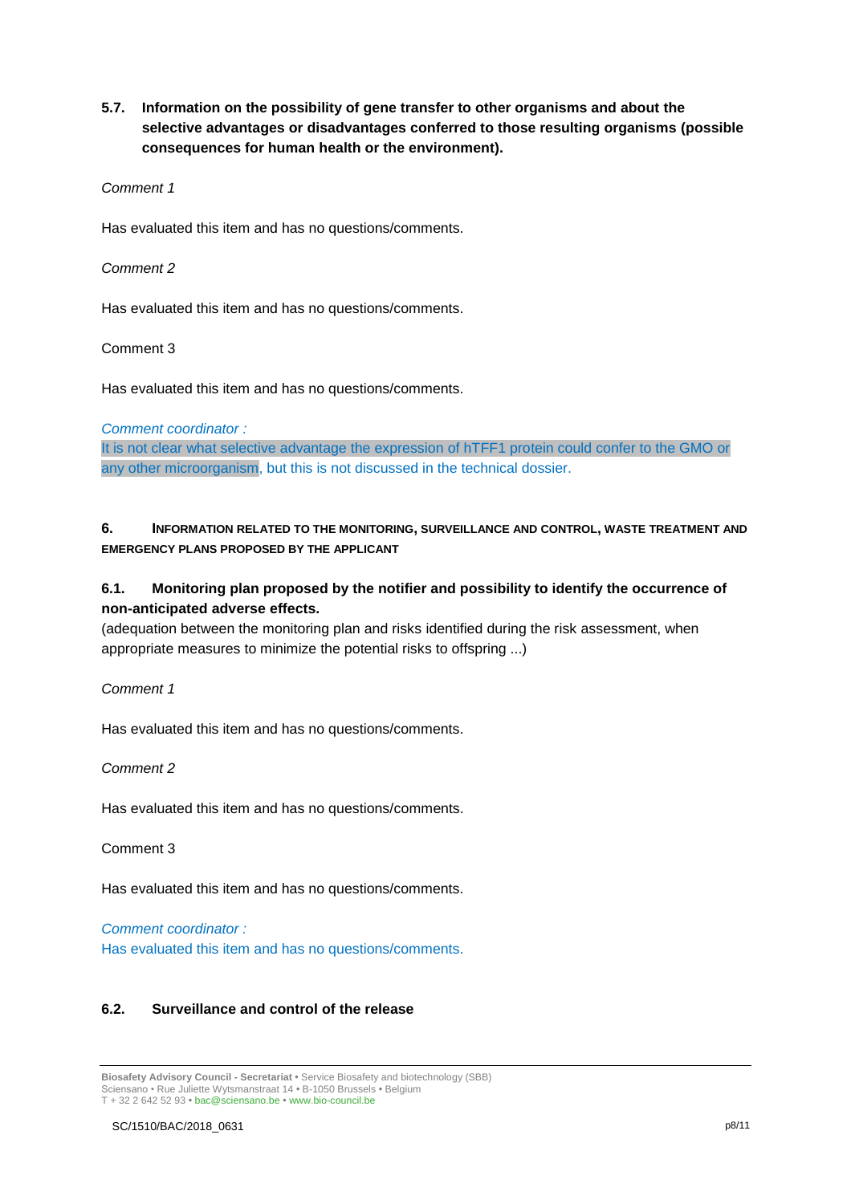### 5.7. Information on the possibility of gene transfer to other organisms and about the selective advantages or disadvantages conferred to those resulting organisms (possible consequences for human health or the environment).

*Comment 1*

Has evaluated this item and has no questions/comments.

*Comment 2*

Has evaluated this item and has no questions/comments.

Comment 3

Has evaluated this item and has no questions/comments.

*Comment coordinator :*

It is not clear what selective advantage the expression of hTFF1 protein could confer to the GMO or any other microorganism, but this is not discussed in the technical dossier.

## 6. INFORMATION RELATED TO THE MONITORING, SURVEILLANCE AND CONTROL, WASTE TREATMENT AND EMERGENCY PLANS PROPOSED BY THE APPLICANT

### 6.1. Monitoring plan proposed by the notifier and possibility to identify the occurrence of non-anticipated adverse effects.

(adequation between the monitoring plan and risks identified during the risk assessment, when appropriate measures to minimize the potential risks to offspring ...)

*Comment 1*

Has evaluated this item and has no questions/comments.

*Comment 2*

Has evaluated this item and has no questions/comments.

Comment 3

Has evaluated this item and has no questions/comments.

*Comment coordinator :*

Has evaluated this item and has no questions/comments.

### 6.2. Surveillance and control of the release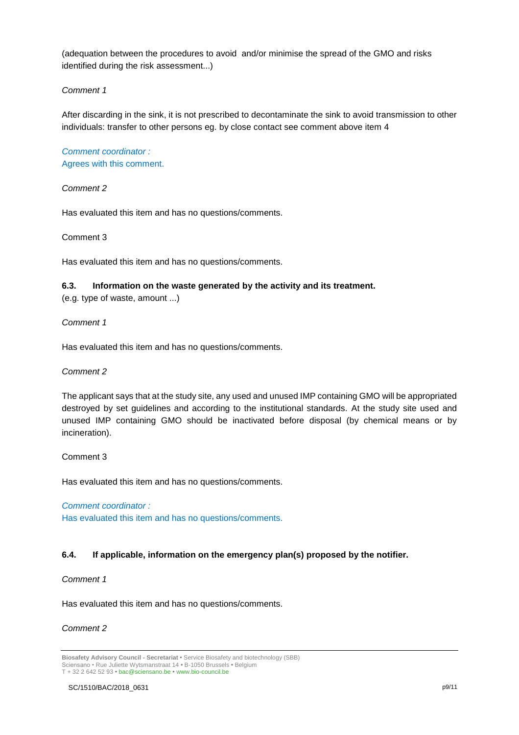(adequation between the procedures to avoid  and/or minimise the spread of the GMO and risks identified during the risk assessment...)

*Comment 1*

After discarding in the sink, it is not prescribed to decontaminate the sink to avoid transmission to other individuals: transfer to other persons eg. by close contact see comment above item 4

*Comment coordinator :*
Agrees with this comment.

*Comment 2*

Has evaluated this item and has no questions/comments.

Comment 3

Has evaluated this item and has no questions/comments.

### 6.3. Information on the waste generated by the activity and its treatment.

(e.g. type of waste, amount ...)

*Comment 1*

Has evaluated this item and has no questions/comments.

*Comment 2*

The applicant says that at the study site, any used and unused IMP containing GMO will be appropriated destroyed by set guidelines and according to the institutional standards. At the study site used and unused IMP containing GMO should be inactivated before disposal (by chemical means or by incineration).

Comment 3

Has evaluated this item and has no questions/comments.

*Comment coordinator :*
Has evaluated this item and has no questions/comments.

### 6.4. If applicable, information on the emergency plan(s) proposed by the notifier.

*Comment 1*

Has evaluated this item and has no questions/comments.

*Comment 2*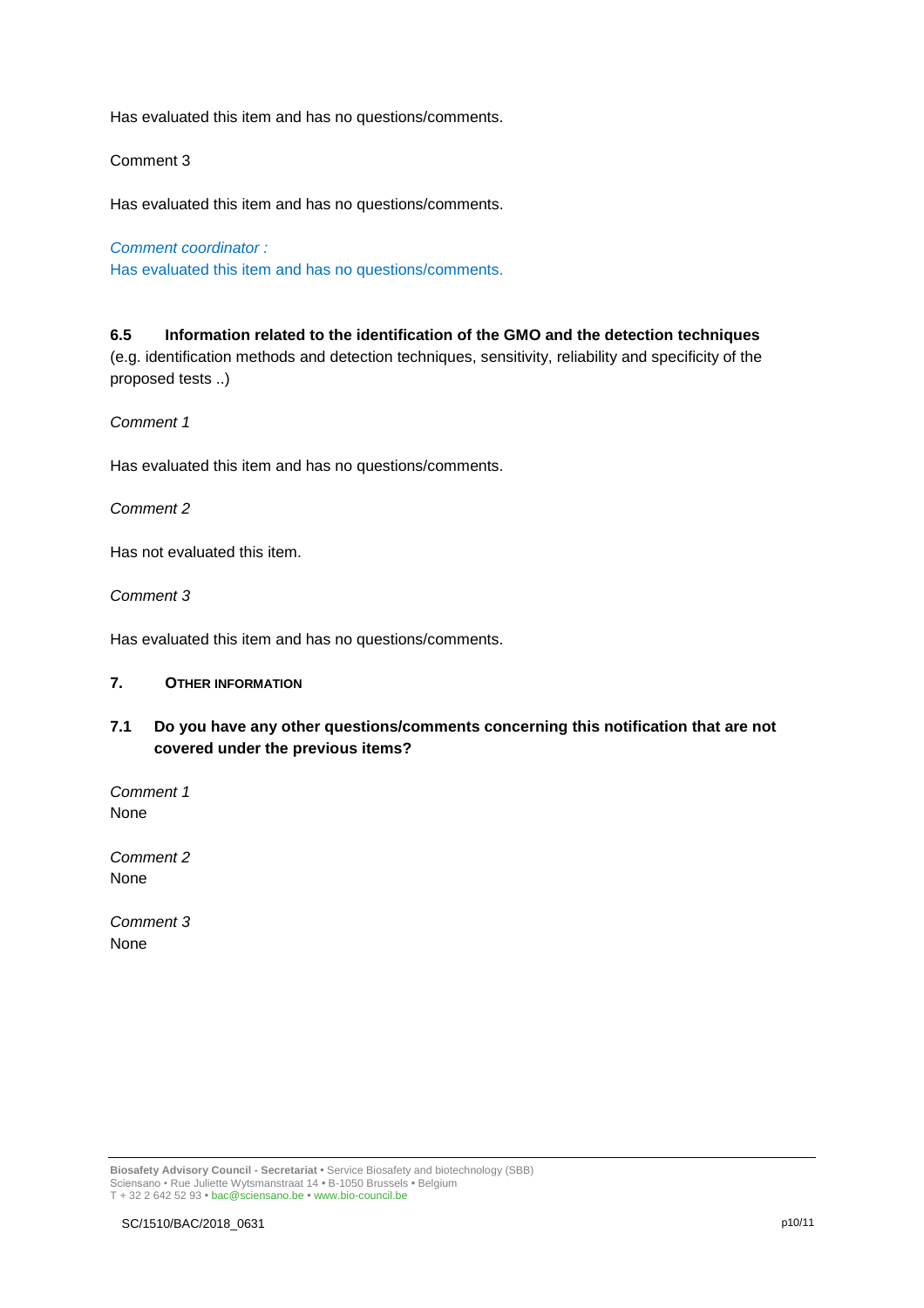Has evaluated this item and has no questions/comments.

Comment 3

Has evaluated this item and has no questions/comments.

*Comment coordinator :*
Has evaluated this item and has no questions/comments.

**6.5 Information related to the identification of the GMO and the detection techniques**
(e.g. identification methods and detection techniques, sensitivity, reliability and specificity of the proposed tests ..)

*Comment 1*

Has evaluated this item and has no questions/comments.

*Comment 2*

Has not evaluated this item.

*Comment 3*

Has evaluated this item and has no questions/comments.

## 7. OTHER INFORMATION

**7.1 Do you have any other questions/comments concerning this notification that are not covered under the previous items?**

*Comment 1*
None

*Comment 2*
None

*Comment 3*
None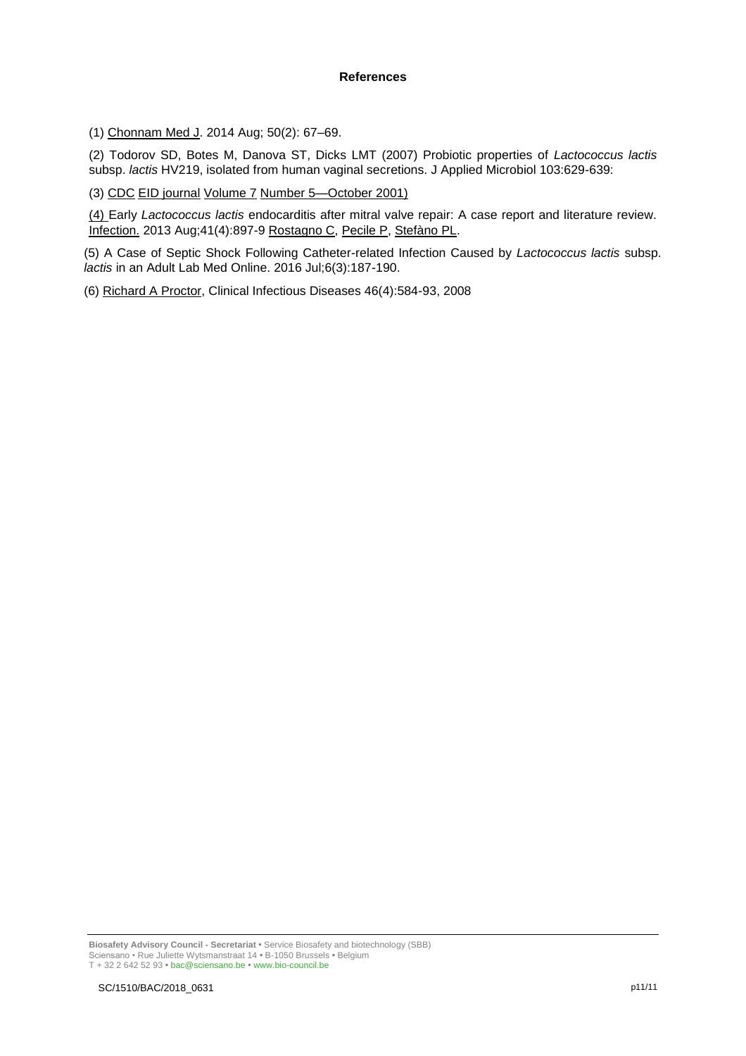**References**

(1) Chonnam Med J. 2014 Aug; 50(2): 67–69.

(2) Todorov SD, Botes M, Danova ST, Dicks LMT (2007) Probiotic properties of *Lactococcus lactis* subsp. *lactis* HV219, isolated from human vaginal secretions. J Applied Microbiol 103:629-639:

(3) CDC EID journal Volume 7 Number 5—October 2001)

(4) Early *Lactococcus lactis* endocarditis after mitral valve repair: A case report and literature review. Infection. 2013 Aug;41(4):897-9 Rostagno C, Pecile P, Stefàno PL.

(5) A Case of Septic Shock Following Catheter-related Infection Caused by *Lactococcus lactis* subsp. *lactis* in an Adult Lab Med Online. 2016 Jul;6(3):187-190.

(6) Richard A Proctor, Clinical Infectious Diseases 46(4):584-93, 2008

**Biosafety Advisory Council - Secretariat** • Service Biosafety and biotechnology (SBB)
Sciensano • Rue Juliette Wytsmanstraat 14 • B-1050 Brussels • Belgium
T + 32 2 642 52 93 • bac@sciensano.be • www.bio-council.be

SC/1510/BAC/2018_0631